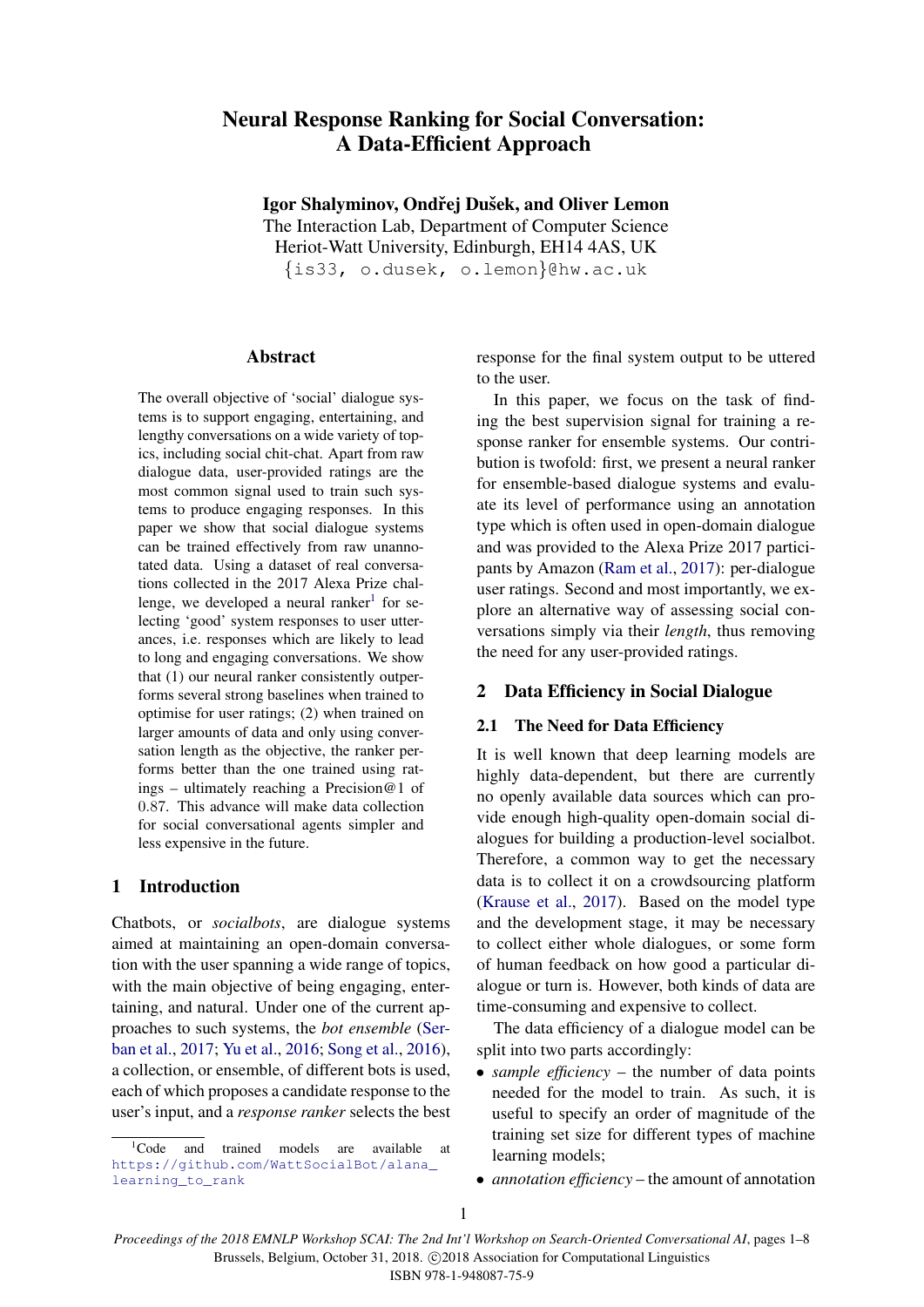# Neural Response Ranking for Social Conversation: A Data-Efficient Approach

**Igor Shalyminov, Ondřej Dušek, and Oliver Lemon**
The Interaction Lab, Department of Computer Science
Heriot-Watt University, Edinburgh, EH14 4AS, UK
{is33, o.dusek, o.lemon}@hw.ac.uk

## Abstract

The overall objective of 'social' dialogue systems is to support engaging, entertaining, and lengthy conversations on a wide variety of topics, including social chit-chat. Apart from raw dialogue data, user-provided ratings are the most common signal used to train such systems to produce engaging responses. In this paper we show that social dialogue systems can be trained effectively from raw unannotated data. Using a dataset of real conversations collected in the 2017 Alexa Prize challenge, we developed a neural ranker[1] for selecting 'good' system responses to user utterances, i.e. responses which are likely to lead to long and engaging conversations. We show that (1) our neural ranker consistently outperforms several strong baselines when trained to optimise for user ratings; (2) when trained on larger amounts of data and only using conversation length as the objective, the ranker performs better than the one trained using ratings – ultimately reaching a Precision@1 of 0.87. This advance will make data collection for social conversational agents simpler and less expensive in the future.

## 1 Introduction

Chatbots, or *socialbots*, are dialogue systems aimed at maintaining an open-domain conversation with the user spanning a wide range of topics, with the main objective of being engaging, entertaining, and natural. Under one of the current approaches to such systems, the *bot ensemble* (Serban et al., 2017; Yu et al., 2016; Song et al., 2016), a collection, or ensemble, of different bots is used, each of which proposes a candidate response to the user's input, and a *response ranker* selects the best response for the final system output to be uttered to the user.

In this paper, we focus on the task of finding the best supervision signal for training a response ranker for ensemble systems. Our contribution is twofold: first, we present a neural ranker for ensemble-based dialogue systems and evaluate its level of performance using an annotation type which is often used in open-domain dialogue and was provided to the Alexa Prize 2017 participants by Amazon (Ram et al., 2017): per-dialogue user ratings. Second and most importantly, we explore an alternative way of assessing social conversations simply via their *length*, thus removing the need for any user-provided ratings.

## 2 Data Efficiency in Social Dialogue

### 2.1 The Need for Data Efficiency

It is well known that deep learning models are highly data-dependent, but there are currently no openly available data sources which can provide enough high-quality open-domain social dialogues for building a production-level socialbot. Therefore, a common way to get the necessary data is to collect it on a crowdsourcing platform (Krause et al., 2017). Based on the model type and the development stage, it may be necessary to collect either whole dialogues, or some form of human feedback on how good a particular dialogue or turn is. However, both kinds of data are time-consuming and expensive to collect.

The data efficiency of a dialogue model can be split into two parts accordingly:

- *sample efficiency* – the number of data points needed for the model to train. As such, it is useful to specify an order of magnitude of the training set size for different types of machine learning models;
- *annotation efficiency* – the amount of annotation

[1] Code and trained models are available at https://github.com/WattSocialBot/alana_learning_to_rank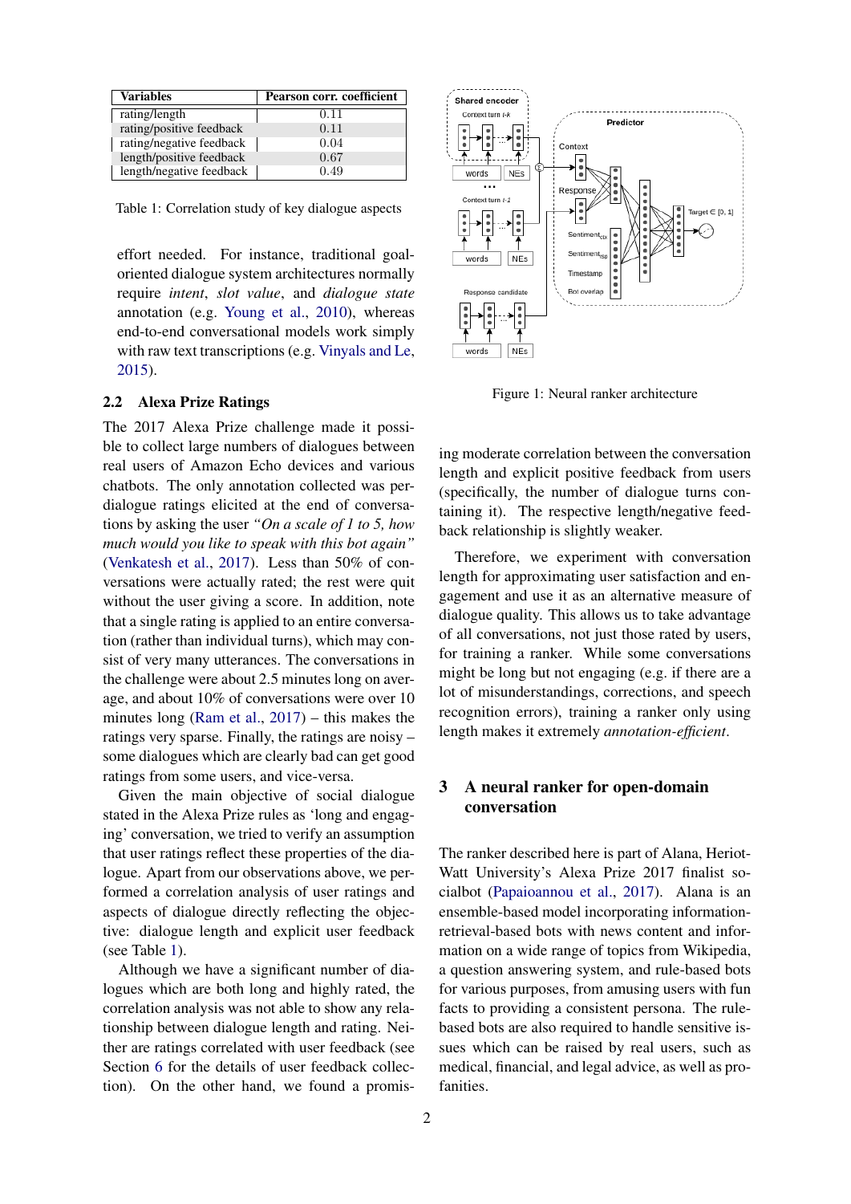| Variables | Pearson corr. coefficient |
| --- | --- |
| rating/length | 0.11 |
| rating/positive feedback | 0.11 |
| rating/negative feedback | 0.04 |
| length/positive feedback | 0.67 |
| length/negative feedback | 0.49 |

Table 1: Correlation study of key dialogue aspects

effort needed. For instance, traditional goal-oriented dialogue system architectures normally require *intent*, *slot value*, and *dialogue state* annotation (e.g. Young et al., 2010), whereas end-to-end conversational models work simply with raw text transcriptions (e.g. Vinyals and Le, 2015).

### 2.2 Alexa Prize Ratings

The 2017 Alexa Prize challenge made it possible to collect large numbers of dialogues between real users of Amazon Echo devices and various chatbots. The only annotation collected was per-dialogue ratings elicited at the end of conversations by asking the user *"On a scale of 1 to 5, how much would you like to speak with this bot again"* (Venkatesh et al., 2017). Less than 50% of conversations were actually rated; the rest were quit without the user giving a score. In addition, note that a single rating is applied to an entire conversation (rather than individual turns), which may consist of very many utterances. The conversations in the challenge were about 2.5 minutes long on average, and about 10% of conversations were over 10 minutes long (Ram et al., 2017) – this makes the ratings very sparse. Finally, the ratings are noisy – some dialogues which are clearly bad can get good ratings from some users, and vice-versa.

Given the main objective of social dialogue stated in the Alexa Prize rules as 'long and engaging' conversation, we tried to verify an assumption that user ratings reflect these properties of the dialogue. Apart from our observations above, we performed a correlation analysis of user ratings and aspects of dialogue directly reflecting the objective: dialogue length and explicit user feedback (see Table 1).

Although we have a significant number of dialogues which are both long and highly rated, the correlation analysis was not able to show any relationship between dialogue length and rating. Neither are ratings correlated with user feedback (see Section 6 for the details of user feedback collection). On the other hand, we found a promising moderate correlation between the conversation length and explicit positive feedback from users (specifically, the number of dialogue turns containing it). The respective length/negative feedback relationship is slightly weaker.

Therefore, we experiment with conversation length for approximating user satisfaction and engagement and use it as an alternative measure of dialogue quality. This allows us to take advantage of all conversations, not just those rated by users, for training a ranker. While some conversations might be long but not engaging (e.g. if there are a lot of misunderstandings, corrections, and speech recognition errors), training a ranker only using length makes it extremely *annotation-efficient*.

Figure 1: Neural ranker architecture

## 3 A neural ranker for open-domain conversation

The ranker described here is part of Alana, Heriot-Watt University's Alexa Prize 2017 finalist socialbot (Papaioannou et al., 2017). Alana is an ensemble-based model incorporating information-retrieval-based bots with news content and information on a wide range of topics from Wikipedia, a question answering system, and rule-based bots for various purposes, from amusing users with fun facts to providing a consistent persona. The rule-based bots are also required to handle sensitive issues which can be raised by real users, such as medical, financial, and legal advice, as well as profanities.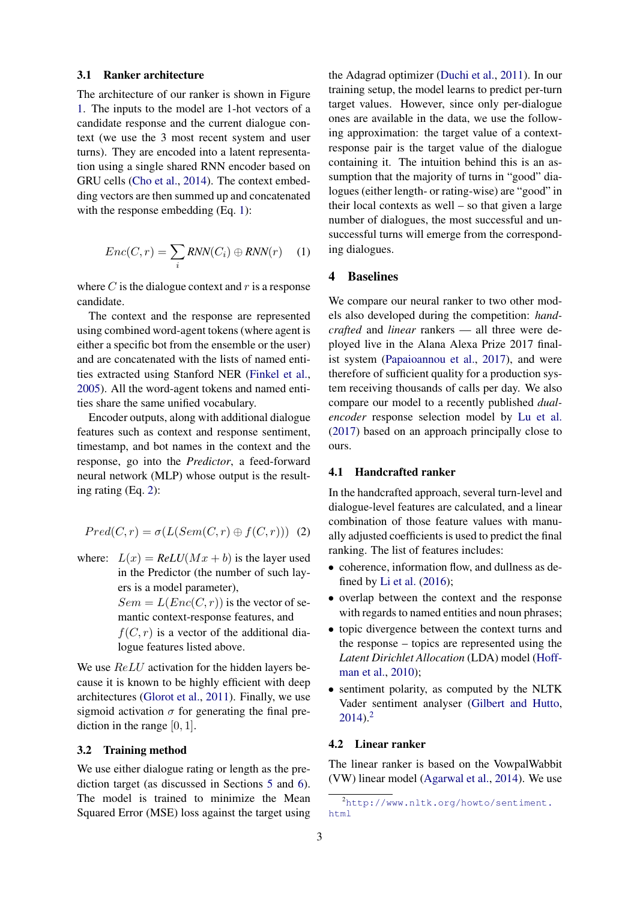### 3.1 Ranker architecture

The architecture of our ranker is shown in Figure 1. The inputs to the model are 1-hot vectors of a candidate response and the current dialogue context (we use the 3 most recent system and user turns). They are encoded into a latent representation using a single shared RNN encoder based on GRU cells (Cho et al., 2014). The context embedding vectors are then summed up and concatenated with the response embedding (Eq. 1):

$$Enc(C, r) = \sum_i \mathit{RNN}(C_i) \oplus \mathit{RNN}(r) \quad (1)$$

where $C$ is the dialogue context and $r$ is a response candidate.

The context and the response are represented using combined word-agent tokens (where agent is either a specific bot from the ensemble or the user) and are concatenated with the lists of named entities extracted using Stanford NER (Finkel et al., 2005). All the word-agent tokens and named entities share the same unified vocabulary.

Encoder outputs, along with additional dialogue features such as context and response sentiment, timestamp, and bot names in the context and the response, go into the *Predictor*, a feed-forward neural network (MLP) whose output is the resulting rating (Eq. 2):

$$Pred(C, r) = \sigma(L(Sem(C, r) \oplus f(C, r))) \quad (2)$$

where: $L(x) = \mathit{ReLU}(Mx + b)$ is the layer used in the Predictor (the number of such layers is a model parameter),
$Sem = L(Enc(C, r))$ is the vector of semantic context-response features, and
$f(C, r)$ is a vector of the additional dialogue features listed above.

We use $ReLU$ activation for the hidden layers because it is known to be highly efficient with deep architectures (Glorot et al., 2011). Finally, we use sigmoid activation $\sigma$ for generating the final prediction in the range $[0, 1]$.

### 3.2 Training method

We use either dialogue rating or length as the prediction target (as discussed in Sections 5 and 6). The model is trained to minimize the Mean Squared Error (MSE) loss against the target using the Adagrad optimizer (Duchi et al., 2011). In our training setup, the model learns to predict per-turn target values. However, since only per-dialogue ones are available in the data, we use the following approximation: the target value of a context-response pair is the target value of the dialogue containing it. The intuition behind this is an assumption that the majority of turns in "good" dialogues (either length- or rating-wise) are "good" in their local contexts as well – so that given a large number of dialogues, the most successful and unsuccessful turns will emerge from the corresponding dialogues.

## 4 Baselines

We compare our neural ranker to two other models also developed during the competition: *handcrafted* and *linear* rankers — all three were deployed live in the Alana Alexa Prize 2017 finalist system (Papaioannou et al., 2017), and were therefore of sufficient quality for a production system receiving thousands of calls per day. We also compare our model to a recently published *dual-encoder* response selection model by Lu et al. (2017) based on an approach principally close to ours.

### 4.1 Handcrafted ranker

In the handcrafted approach, several turn-level and dialogue-level features are calculated, and a linear combination of those feature values with manually adjusted coefficients is used to predict the final ranking. The list of features includes:

- coherence, information flow, and dullness as defined by Li et al. (2016);
- overlap between the context and the response with regards to named entities and noun phrases;
- topic divergence between the context turns and the response – topics are represented using the *Latent Dirichlet Allocation* (LDA) model (Hoffman et al., 2010);
- sentiment polarity, as computed by the NLTK Vader sentiment analyser (Gilbert and Hutto, 2014).[2]

### 4.2 Linear ranker

The linear ranker is based on the VowpalWabbit (VW) linear model (Agarwal et al., 2014). We use

[2] http://www.nltk.org/howto/sentiment.html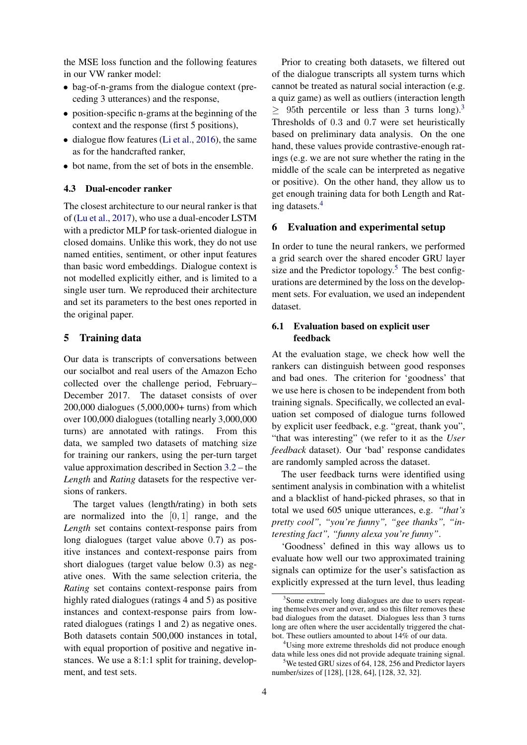the MSE loss function and the following features in our VW ranker model:

- bag-of-n-grams from the dialogue context (preceding 3 utterances) and the response,
- position-specific n-grams at the beginning of the context and the response (first 5 positions),
- dialogue flow features (Li et al., 2016), the same as for the handcrafted ranker,
- bot name, from the set of bots in the ensemble.

### 4.3 Dual-encoder ranker

The closest architecture to our neural ranker is that of (Lu et al., 2017), who use a dual-encoder LSTM with a predictor MLP for task-oriented dialogue in closed domains. Unlike this work, they do not use named entities, sentiment, or other input features than basic word embeddings. Dialogue context is not modelled explicitly either, and is limited to a single user turn. We reproduced their architecture and set its parameters to the best ones reported in the original paper.

## 5 Training data

Our data is transcripts of conversations between our socialbot and real users of the Amazon Echo collected over the challenge period, February–December 2017. The dataset consists of over 200,000 dialogues (5,000,000+ turns) from which over 100,000 dialogues (totalling nearly 3,000,000 turns) are annotated with ratings. From this data, we sampled two datasets of matching size for training our rankers, using the per-turn target value approximation described in Section 3.2 – the *Length* and *Rating* datasets for the respective versions of rankers.

The target values (length/rating) in both sets are normalized into the $[0, 1]$ range, and the *Length* set contains context-response pairs from long dialogues (target value above 0.7) as positive instances and context-response pairs from short dialogues (target value below 0.3) as negative ones. With the same selection criteria, the *Rating* set contains context-response pairs from highly rated dialogues (ratings 4 and 5) as positive instances and context-response pairs from low-rated dialogues (ratings 1 and 2) as negative ones. Both datasets contain 500,000 instances in total, with equal proportion of positive and negative instances. We use a 8:1:1 split for training, development, and test sets.

Prior to creating both datasets, we filtered out of the dialogue transcripts all system turns which cannot be treated as natural social interaction (e.g. a quiz game) as well as outliers (interaction length $\geq$ 95th percentile or less than 3 turns long).[3] Thresholds of 0.3 and 0.7 were set heuristically based on preliminary data analysis. On the one hand, these values provide contrastive-enough ratings (e.g. we are not sure whether the rating in the middle of the scale can be interpreted as negative or positive). On the other hand, they allow us to get enough training data for both Length and Rating datasets.[4]

## 6 Evaluation and experimental setup

In order to tune the neural rankers, we performed a grid search over the shared encoder GRU layer size and the Predictor topology.[5] The best configurations are determined by the loss on the development sets. For evaluation, we used an independent dataset.

### 6.1 Evaluation based on explicit user feedback

At the evaluation stage, we check how well the rankers can distinguish between good responses and bad ones. The criterion for 'goodness' that we use here is chosen to be independent from both training signals. Specifically, we collected an evaluation set composed of dialogue turns followed by explicit user feedback, e.g. "great, thank you", "that was interesting" (we refer to it as the *User feedback* dataset). Our 'bad' response candidates are randomly sampled across the dataset.

The user feedback turns were identified using sentiment analysis in combination with a whitelist and a blacklist of hand-picked phrases, so that in total we used 605 unique utterances, e.g. *"that's pretty cool", "you're funny", "gee thanks", "interesting fact", "funny alexa you're funny"*.

'Goodness' defined in this way allows us to evaluate how well our two approximated training signals can optimize for the user's satisfaction as explicitly expressed at the turn level, thus leading

[3] Some extremely long dialogues are due to users repeating themselves over and over, and so this filter removes these bad dialogues from the dataset. Dialogues less than 3 turns long are often where the user accidentally triggered the chatbot. These outliers amounted to about 14% of our data.

[4] Using more extreme thresholds did not produce enough data while less ones did not provide adequate training signal.

[5] We tested GRU sizes of 64, 128, 256 and Predictor layers number/sizes of [128], [128, 64], [128, 32, 32].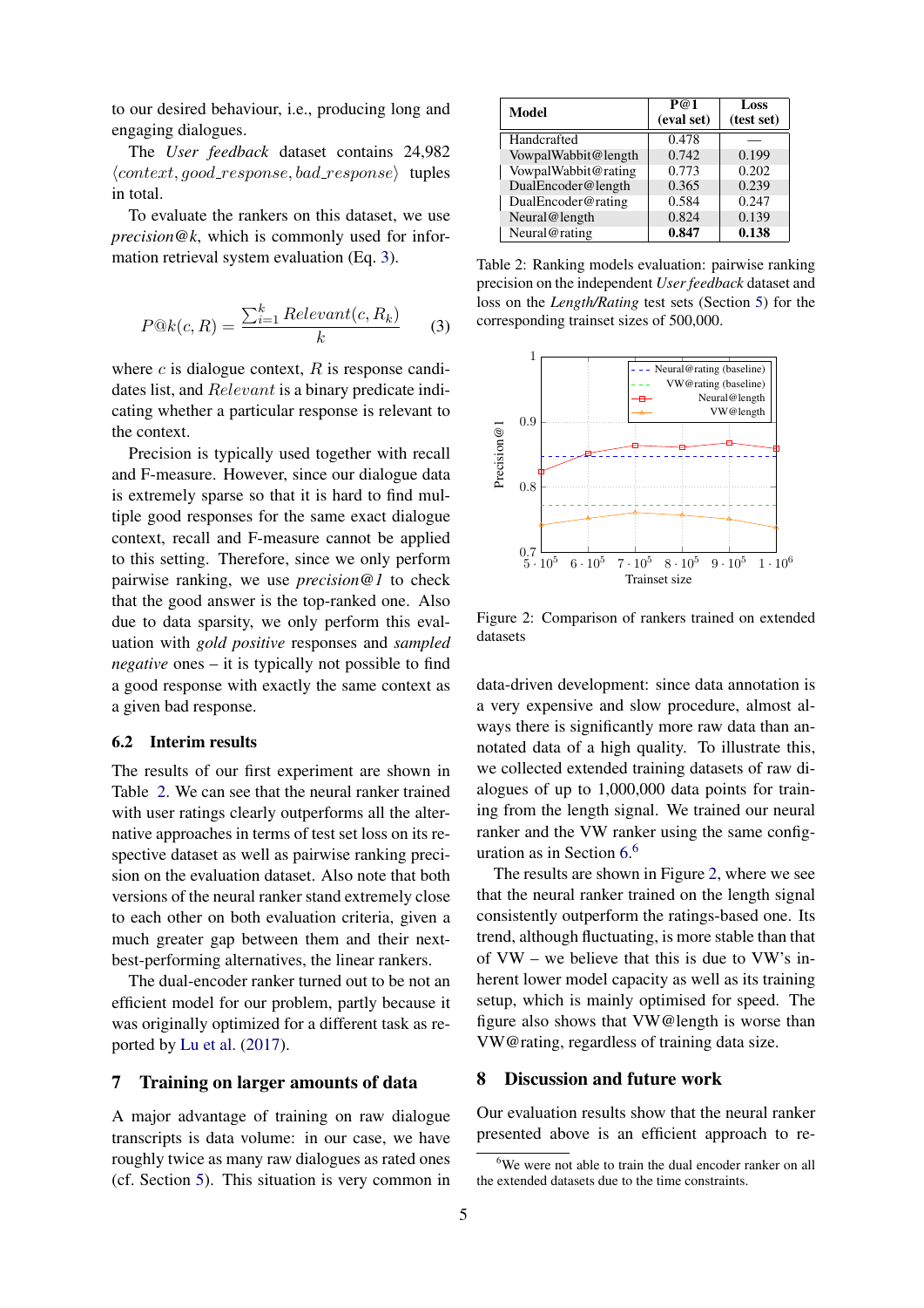to our desired behaviour, i.e., producing long and engaging dialogues.

The *User feedback* dataset contains 24,982 $\langle context, good\_response, bad\_response \rangle$ tuples in total.

To evaluate the rankers on this dataset, we use *precision@k*, which is commonly used for information retrieval system evaluation (Eq. 3).

$$P@k(c, R) = \frac{\sum_{i=1}^{k} Relevant(c, R_k)}{k} \quad (3)$$

where $c$ is dialogue context, $R$ is response candidates list, and $Relevant$ is a binary predicate indicating whether a particular response is relevant to the context.

Precision is typically used together with recall and F-measure. However, since our dialogue data is extremely sparse so that it is hard to find multiple good responses for the same exact dialogue context, recall and F-measure cannot be applied to this setting. Therefore, since we only perform pairwise ranking, we use *precision@1* to check that the good answer is the top-ranked one. Also due to data sparsity, we only perform this evaluation with *gold positive* responses and *sampled negative* ones – it is typically not possible to find a good response with exactly the same context as a given bad response.

### 6.2 Interim results

The results of our first experiment are shown in Table 2. We can see that the neural ranker trained with user ratings clearly outperforms all the alternative approaches in terms of test set loss on its respective dataset as well as pairwise ranking precision on the evaluation dataset. Also note that both versions of the neural ranker stand extremely close to each other on both evaluation criteria, given a much greater gap between them and their next-best-performing alternatives, the linear rankers.

The dual-encoder ranker turned out to be not an efficient model for our problem, partly because it was originally optimized for a different task as reported by Lu et al. (2017).

## 7 Training on larger amounts of data

A major advantage of training on raw dialogue transcripts is data volume: in our case, we have roughly twice as many raw dialogues as rated ones (cf. Section 5). This situation is very common in data-driven development: since data annotation is a very expensive and slow procedure, almost always there is significantly more raw data than annotated data of a high quality. To illustrate this, we collected extended training datasets of raw dialogues of up to 1,000,000 data points for training from the length signal. We trained our neural ranker and the VW ranker using the same configuration as in Section 6.[6]

The results are shown in Figure 2, where we see that the neural ranker trained on the length signal consistently outperform the ratings-based one. Its trend, although fluctuating, is more stable than that of VW – we believe that this is due to VW's inherent lower model capacity as well as its training setup, which is mainly optimised for speed. The figure also shows that VW@length is worse than VW@rating, regardless of training data size.

| Model | P@1 (eval set) | Loss (test set) |
|---|---|---|
| Handcrafted | 0.478 | — |
| VowpalWabbit@length | 0.742 | 0.199 |
| VowpalWabbit@rating | 0.773 | 0.202 |
| DualEncoder@length | 0.365 | 0.239 |
| DualEncoder@rating | 0.584 | 0.247 |
| Neural@length | 0.824 | 0.139 |
| Neural@rating | **0.847** | **0.138** |

Table 2: Ranking models evaluation: pairwise ranking precision on the independent *User feedback* dataset and loss on the *Length/Rating* test sets (Section 5) for the corresponding trainset sizes of 500,000.

Figure 2: Comparison of rankers trained on extended datasets

## 8 Discussion and future work

Our evaluation results show that the neural ranker presented above is an efficient approach to re-

[6] We were not able to train the dual encoder ranker on all the extended datasets due to the time constraints.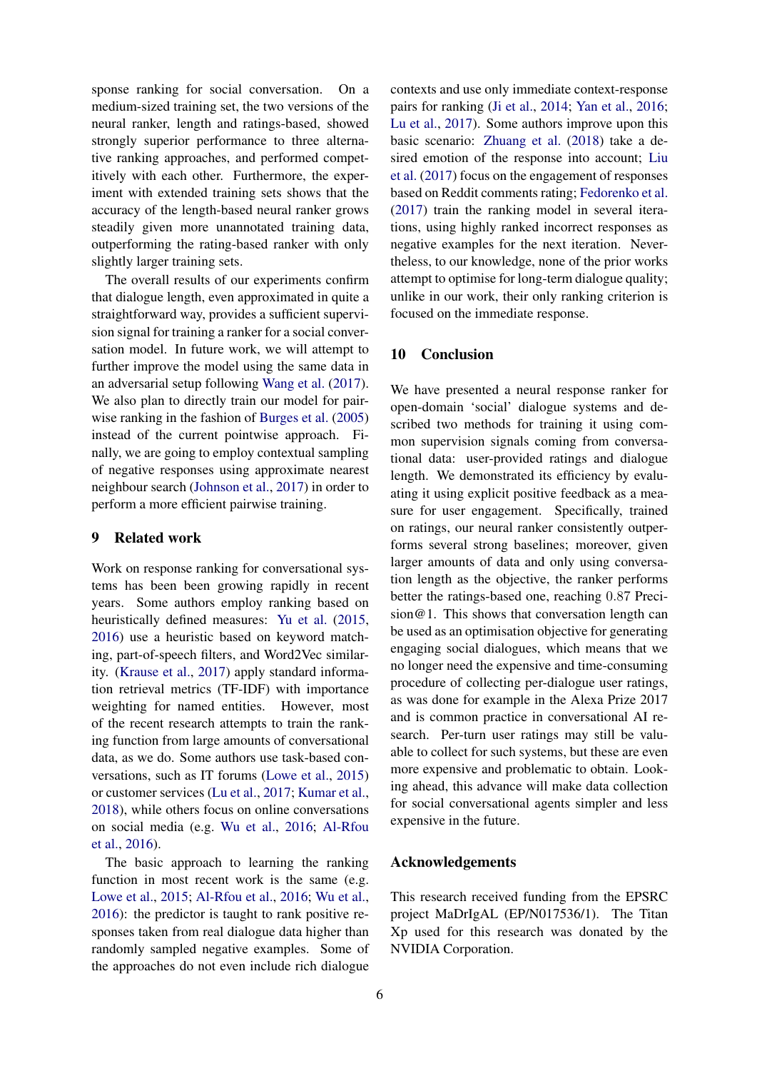sponse ranking for social conversation. On a medium-sized training set, the two versions of the neural ranker, length and ratings-based, showed strongly superior performance to three alternative ranking approaches, and performed competitively with each other. Furthermore, the experiment with extended training sets shows that the accuracy of the length-based neural ranker grows steadily given more unannotated training data, outperforming the rating-based ranker with only slightly larger training sets.

The overall results of our experiments confirm that dialogue length, even approximated in quite a straightforward way, provides a sufficient supervision signal for training a ranker for a social conversation model. In future work, we will attempt to further improve the model using the same data in an adversarial setup following Wang et al. (2017). We also plan to directly train our model for pairwise ranking in the fashion of Burges et al. (2005) instead of the current pointwise approach. Finally, we are going to employ contextual sampling of negative responses using approximate nearest neighbour search (Johnson et al., 2017) in order to perform a more efficient pairwise training.

## 9 Related work

Work on response ranking for conversational systems has been growing rapidly in recent years. Some authors employ ranking based on heuristically defined measures: Yu et al. (2015, 2016) use a heuristic based on keyword matching, part-of-speech filters, and Word2Vec similarity. (Krause et al., 2017) apply standard information retrieval metrics (TF-IDF) with importance weighting for named entities. However, most of the recent research attempts to train the ranking function from large amounts of conversational data, as we do. Some authors use task-based conversations, such as IT forums (Lowe et al., 2015) or customer services (Lu et al., 2017; Kumar et al., 2018), while others focus on online conversations on social media (e.g. Wu et al., 2016; Al-Rfou et al., 2016).

The basic approach to learning the ranking function in most recent work is the same (e.g. Lowe et al., 2015; Al-Rfou et al., 2016; Wu et al., 2016): the predictor is taught to rank positive responses taken from real dialogue data higher than randomly sampled negative examples. Some of the approaches do not even include rich dialogue contexts and use only immediate context-response pairs for ranking (Ji et al., 2014; Yan et al., 2016; Lu et al., 2017). Some authors improve upon this basic scenario: Zhuang et al. (2018) take a desired emotion of the response into account; Liu et al. (2017) focus on the engagement of responses based on Reddit comments rating; Fedorenko et al. (2017) train the ranking model in several iterations, using highly ranked incorrect responses as negative examples for the next iteration. Nevertheless, to our knowledge, none of the prior works attempt to optimise for long-term dialogue quality; unlike in our work, their only ranking criterion is focused on the immediate response.

## 10 Conclusion

We have presented a neural response ranker for open-domain 'social' dialogue systems and described two methods for training it using common supervision signals coming from conversational data: user-provided ratings and dialogue length. We demonstrated its efficiency by evaluating it using explicit positive feedback as a measure for user engagement. Specifically, trained on ratings, our neural ranker consistently outperforms several strong baselines; moreover, given larger amounts of data and only using conversation length as the objective, the ranker performs better the ratings-based one, reaching 0.87 Precision@1. This shows that conversation length can be used as an optimisation objective for generating engaging social dialogues, which means that we no longer need the expensive and time-consuming procedure of collecting per-dialogue user ratings, as was done for example in the Alexa Prize 2017 and is common practice in conversational AI research. Per-turn user ratings may still be valuable to collect for such systems, but these are even more expensive and problematic to obtain. Looking ahead, this advance will make data collection for social conversational agents simpler and less expensive in the future.

## Acknowledgements

This research received funding from the EPSRC project MaDrIgAL (EP/N017536/1). The Titan Xp used for this research was donated by the NVIDIA Corporation.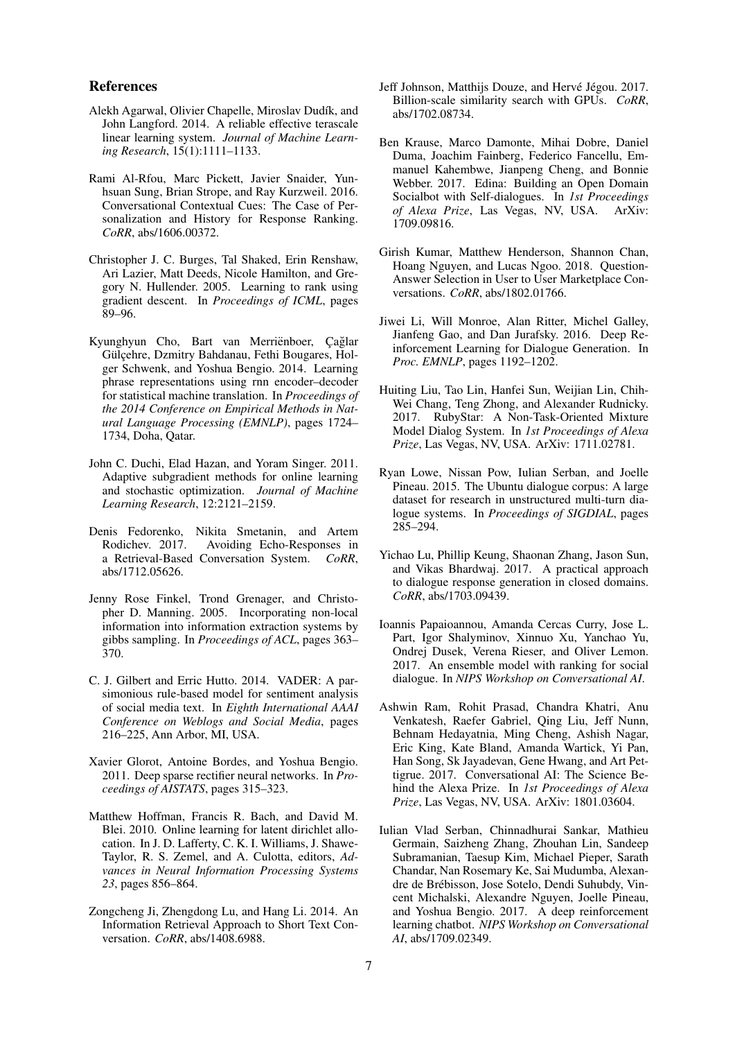## References

Alekh Agarwal, Olivier Chapelle, Miroslav Dudík, and John Langford. 2014. A reliable effective terascale linear learning system. *Journal of Machine Learning Research*, 15(1):1111–1133.

Rami Al-Rfou, Marc Pickett, Javier Snaider, Yunhsuan Sung, Brian Strope, and Ray Kurzweil. 2016. Conversational Contextual Cues: The Case of Personalization and History for Response Ranking. *CoRR*, abs/1606.00372.

Christopher J. C. Burges, Tal Shaked, Erin Renshaw, Ari Lazier, Matt Deeds, Nicole Hamilton, and Gregory N. Hullender. 2005. Learning to rank using gradient descent. In *Proceedings of ICML*, pages 89–96.

Kyunghyun Cho, Bart van Merriënboer, Çağlar Gülçehre, Dzmitry Bahdanau, Fethi Bougares, Holger Schwenk, and Yoshua Bengio. 2014. Learning phrase representations using rnn encoder–decoder for statistical machine translation. In *Proceedings of the 2014 Conference on Empirical Methods in Natural Language Processing (EMNLP)*, pages 1724–1734, Doha, Qatar.

John C. Duchi, Elad Hazan, and Yoram Singer. 2011. Adaptive subgradient methods for online learning and stochastic optimization. *Journal of Machine Learning Research*, 12:2121–2159.

Denis Fedorenko, Nikita Smetanin, and Artem Rodichev. 2017. Avoiding Echo-Responses in a Retrieval-Based Conversation System. *CoRR*, abs/1712.05626.

Jenny Rose Finkel, Trond Grenager, and Christopher D. Manning. 2005. Incorporating non-local information into information extraction systems by gibbs sampling. In *Proceedings of ACL*, pages 363–370.

C. J. Gilbert and Erric Hutto. 2014. VADER: A parsimonious rule-based model for sentiment analysis of social media text. In *Eighth International AAAI Conference on Weblogs and Social Media*, pages 216–225, Ann Arbor, MI, USA.

Xavier Glorot, Antoine Bordes, and Yoshua Bengio. 2011. Deep sparse rectifier neural networks. In *Proceedings of AISTATS*, pages 315–323.

Matthew Hoffman, Francis R. Bach, and David M. Blei. 2010. Online learning for latent dirichlet allocation. In J. D. Lafferty, C. K. I. Williams, J. Shawe-Taylor, R. S. Zemel, and A. Culotta, editors, *Advances in Neural Information Processing Systems 23*, pages 856–864.

Zongcheng Ji, Zhengdong Lu, and Hang Li. 2014. An Information Retrieval Approach to Short Text Conversation. *CoRR*, abs/1408.6988.

Jeff Johnson, Matthijs Douze, and Hervé Jégou. 2017. Billion-scale similarity search with GPUs. *CoRR*, abs/1702.08734.

Ben Krause, Marco Damonte, Mihai Dobre, Daniel Duma, Joachim Fainberg, Federico Fancellu, Emmanuel Kahembwe, Jianpeng Cheng, and Bonnie Webber. 2017. Edina: Building an Open Domain Socialbot with Self-dialogues. In *1st Proceedings of Alexa Prize*, Las Vegas, NV, USA. ArXiv: 1709.09816.

Girish Kumar, Matthew Henderson, Shannon Chan, Hoang Nguyen, and Lucas Ngoo. 2018. Question-Answer Selection in User to User Marketplace Conversations. *CoRR*, abs/1802.01766.

Jiwei Li, Will Monroe, Alan Ritter, Michel Galley, Jianfeng Gao, and Dan Jurafsky. 2016. Deep Reinforcement Learning for Dialogue Generation. In *Proc. EMNLP*, pages 1192–1202.

Huiting Liu, Tao Lin, Hanfei Sun, Weijian Lin, Chih-Wei Chang, Teng Zhong, and Alexander Rudnicky. 2017. RubyStar: A Non-Task-Oriented Mixture Model Dialog System. In *1st Proceedings of Alexa Prize*, Las Vegas, NV, USA. ArXiv: 1711.02781.

Ryan Lowe, Nissan Pow, Iulian Serban, and Joelle Pineau. 2015. The Ubuntu dialogue corpus: A large dataset for research in unstructured multi-turn dialogue systems. In *Proceedings of SIGDIAL*, pages 285–294.

Yichao Lu, Phillip Keung, Shaonan Zhang, Jason Sun, and Vikas Bhardwaj. 2017. A practical approach to dialogue response generation in closed domains. *CoRR*, abs/1703.09439.

Ioannis Papaioannou, Amanda Cercas Curry, Jose L. Part, Igor Shalyminov, Xinnuo Xu, Yanchao Yu, Ondrej Dusek, Verena Rieser, and Oliver Lemon. 2017. An ensemble model with ranking for social dialogue. In *NIPS Workshop on Conversational AI*.

Ashwin Ram, Rohit Prasad, Chandra Khatri, Anu Venkatesh, Raefer Gabriel, Qing Liu, Jeff Nunn, Behnam Hedayatnia, Ming Cheng, Ashish Nagar, Eric King, Kate Bland, Amanda Wartick, Yi Pan, Han Song, Sk Jayadevan, Gene Hwang, and Art Pettigrue. 2017. Conversational AI: The Science Behind the Alexa Prize. In *1st Proceedings of Alexa Prize*, Las Vegas, NV, USA. ArXiv: 1801.03604.

Iulian Vlad Serban, Chinnadhurai Sankar, Mathieu Germain, Saizheng Zhang, Zhouhan Lin, Sandeep Subramanian, Taesup Kim, Michael Pieper, Sarath Chandar, Nan Rosemary Ke, Sai Mudumba, Alexandre de Brébisson, Jose Sotelo, Dendi Suhubdy, Vincent Michalski, Alexandre Nguyen, Joelle Pineau, and Yoshua Bengio. 2017. A deep reinforcement learning chatbot. *NIPS Workshop on Conversational AI*, abs/1709.02349.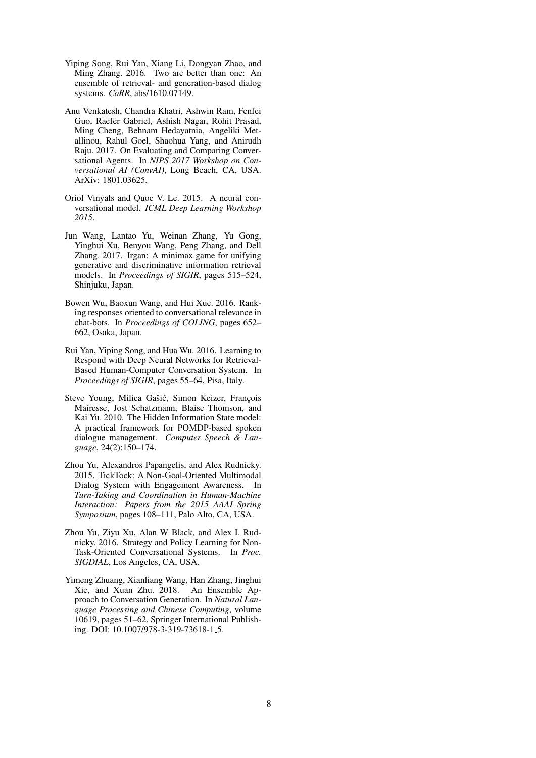Yiping Song, Rui Yan, Xiang Li, Dongyan Zhao, and Ming Zhang. 2016. Two are better than one: An ensemble of retrieval- and generation-based dialog systems. *CoRR*, abs/1610.07149.

Anu Venkatesh, Chandra Khatri, Ashwin Ram, Fenfei Guo, Raefer Gabriel, Ashish Nagar, Rohit Prasad, Ming Cheng, Behnam Hedayatnia, Angeliki Metallinou, Rahul Goel, Shaohua Yang, and Anirudh Raju. 2017. On Evaluating and Comparing Conversational Agents. In *NIPS 2017 Workshop on Conversational AI (ConvAI)*, Long Beach, CA, USA. ArXiv: 1801.03625.

Oriol Vinyals and Quoc V. Le. 2015. A neural conversational model. *ICML Deep Learning Workshop 2015*.

Jun Wang, Lantao Yu, Weinan Zhang, Yu Gong, Yinghui Xu, Benyou Wang, Peng Zhang, and Dell Zhang. 2017. Irgan: A minimax game for unifying generative and discriminative information retrieval models. In *Proceedings of SIGIR*, pages 515–524, Shinjuku, Japan.

Bowen Wu, Baoxun Wang, and Hui Xue. 2016. Ranking responses oriented to conversational relevance in chat-bots. In *Proceedings of COLING*, pages 652–662, Osaka, Japan.

Rui Yan, Yiping Song, and Hua Wu. 2016. Learning to Respond with Deep Neural Networks for Retrieval-Based Human-Computer Conversation System. In *Proceedings of SIGIR*, pages 55–64, Pisa, Italy.

Steve Young, Milica Gašić, Simon Keizer, François Mairesse, Jost Schatzmann, Blaise Thomson, and Kai Yu. 2010. The Hidden Information State model: A practical framework for POMDP-based spoken dialogue management. *Computer Speech & Language*, 24(2):150–174.

Zhou Yu, Alexandros Papangelis, and Alex Rudnicky. 2015. TickTock: A Non-Goal-Oriented Multimodal Dialog System with Engagement Awareness. In *Turn-Taking and Coordination in Human-Machine Interaction: Papers from the 2015 AAAI Spring Symposium*, pages 108–111, Palo Alto, CA, USA.

Zhou Yu, Ziyu Xu, Alan W Black, and Alex I. Rudnicky. 2016. Strategy and Policy Learning for Non-Task-Oriented Conversational Systems. In *Proc. SIGDIAL*, Los Angeles, CA, USA.

Yimeng Zhuang, Xianliang Wang, Han Zhang, Jinghui Xie, and Xuan Zhu. 2018. An Ensemble Approach to Conversation Generation. In *Natural Language Processing and Chinese Computing*, volume 10619, pages 51–62. Springer International Publishing. DOI: 10.1007/978-3-319-73618-1_5.